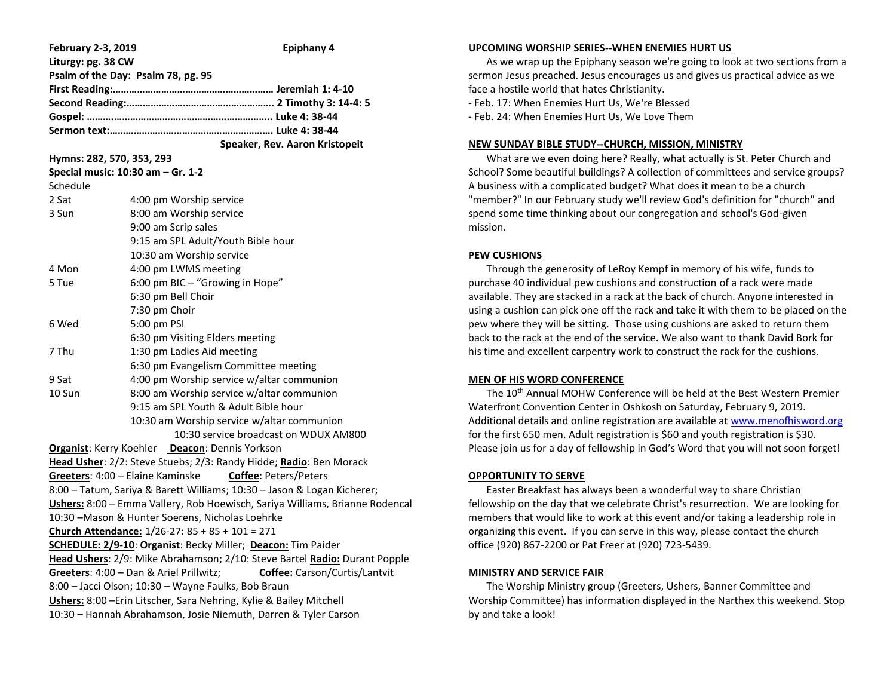**February 2-3, 2019** **Epiphany 4**

**Liturgy: pg. 38 CW**

**Psalm of the Day: Psalm 78, pg. 95**

**First Reading:…………………………………………………… Jeremiah 1: 4-10**

**Second Reading:……………………………………………… 2 Timothy 3: 14-4: 5**

**Gospel: ……..…………………………………………………….. Luke 4: 38-44**

**Sermon text:…………………………………………………… Luke 4: 38-44**

**Speaker, Rev. Aaron Kristopeit**

**Hymns: 282, 570, 353, 293**

**Special music: 10:30 am – Gr. 1-2**

Schedule

| | |
|---|---|
| 2 Sat | 4:00 pm Worship service |
| 3 Sun | 8:00 am Worship service |
| | 9:00 am Scrip sales |
| | 9:15 am SPL Adult/Youth Bible hour |
| | 10:30 am Worship service |
| 4 Mon | 4:00 pm LWMS meeting |
| 5 Tue | 6:00 pm BIC – "Growing in Hope" |
| | 6:30 pm Bell Choir |
| | 7:30 pm Choir |
| 6 Wed | 5:00 pm PSI |
| | 6:30 pm Visiting Elders meeting |
| 7 Thu | 1:30 pm Ladies Aid meeting |
| | 6:30 pm Evangelism Committee meeting |
| 9 Sat | 4:00 pm Worship service w/altar communion |
| 10 Sun | 8:00 am Worship service w/altar communion |
| | 9:15 am SPL Youth & Adult Bible hour |
| | 10:30 am Worship service w/altar communion |
| | 10:30 service broadcast on WDUX AM800 |

**Organist**: Kerry Koehler **Deacon**: Dennis Yorkson

**Head Usher**: 2/2: Steve Stuebs; 2/3: Randy Hidde; **Radio**: Ben Morack

**Greeters**: 4:00 – Elaine Kaminske **Coffee**: Peters/Peters

8:00 – Tatum, Sariya & Barett Williams; 10:30 – Jason & Logan Kicherer;

**Ushers:** 8:00 – Emma Vallery, Rob Hoewisch, Sariya Williams, Brianne Rodencal

10:30 –Mason & Hunter Soerens, Nicholas Loehrke

**Church Attendance:** 1/26-27: 85 + 85 + 101 = 271

**SCHEDULE: 2/9-10**: **Organist**: Becky Miller; **Deacon:** Tim Paider

**Head Ushers**: 2/9: Mike Abrahamson; 2/10: Steve Bartel **Radio:** Durant Popple

**Greeters**: 4:00 – Dan & Ariel Prillwitz; **Coffee:** Carson/Curtis/Lantvit

8:00 – Jacci Olson; 10:30 – Wayne Faulks, Bob Braun

**Ushers:** 8:00 –Erin Litscher, Sara Nehring, Kylie & Bailey Mitchell

10:30 – Hannah Abrahamson, Josie Niemuth, Darren & Tyler Carson

## UPCOMING WORSHIP SERIES--WHEN ENEMIES HURT US

As we wrap up the Epiphany season we're going to look at two sections from a sermon Jesus preached. Jesus encourages us and gives us practical advice as we face a hostile world that hates Christianity.

- Feb. 17: When Enemies Hurt Us, We're Blessed
- Feb. 24: When Enemies Hurt Us, We Love Them

## NEW SUNDAY BIBLE STUDY--CHURCH, MISSION, MINISTRY

What are we even doing here? Really, what actually is St. Peter Church and School? Some beautiful buildings? A collection of committees and service groups? A business with a complicated budget? What does it mean to be a church "member?" In our February study we'll review God's definition for "church" and spend some time thinking about our congregation and school's God-given mission.

## PEW CUSHIONS

Through the generosity of LeRoy Kempf in memory of his wife, funds to purchase 40 individual pew cushions and construction of a rack were made available. They are stacked in a rack at the back of church. Anyone interested in using a cushion can pick one off the rack and take it with them to be placed on the pew where they will be sitting. Those using cushions are asked to return them back to the rack at the end of the service. We also want to thank David Bork for his time and excellent carpentry work to construct the rack for the cushions.

## MEN OF HIS WORD CONFERENCE

The 10th Annual MOHW Conference will be held at the Best Western Premier Waterfront Convention Center in Oshkosh on Saturday, February 9, 2019. Additional details and online registration are available at www.menofhisword.org for the first 650 men. Adult registration is $60 and youth registration is $30. Please join us for a day of fellowship in God's Word that you will not soon forget!

## OPPORTUNITY TO SERVE

Easter Breakfast has always been a wonderful way to share Christian fellowship on the day that we celebrate Christ's resurrection. We are looking for members that would like to work at this event and/or taking a leadership role in organizing this event. If you can serve in this way, please contact the church office (920) 867-2200 or Pat Freer at (920) 723-5439.

## MINISTRY AND SERVICE FAIR

The Worship Ministry group (Greeters, Ushers, Banner Committee and Worship Committee) has information displayed in the Narthex this weekend. Stop by and take a look!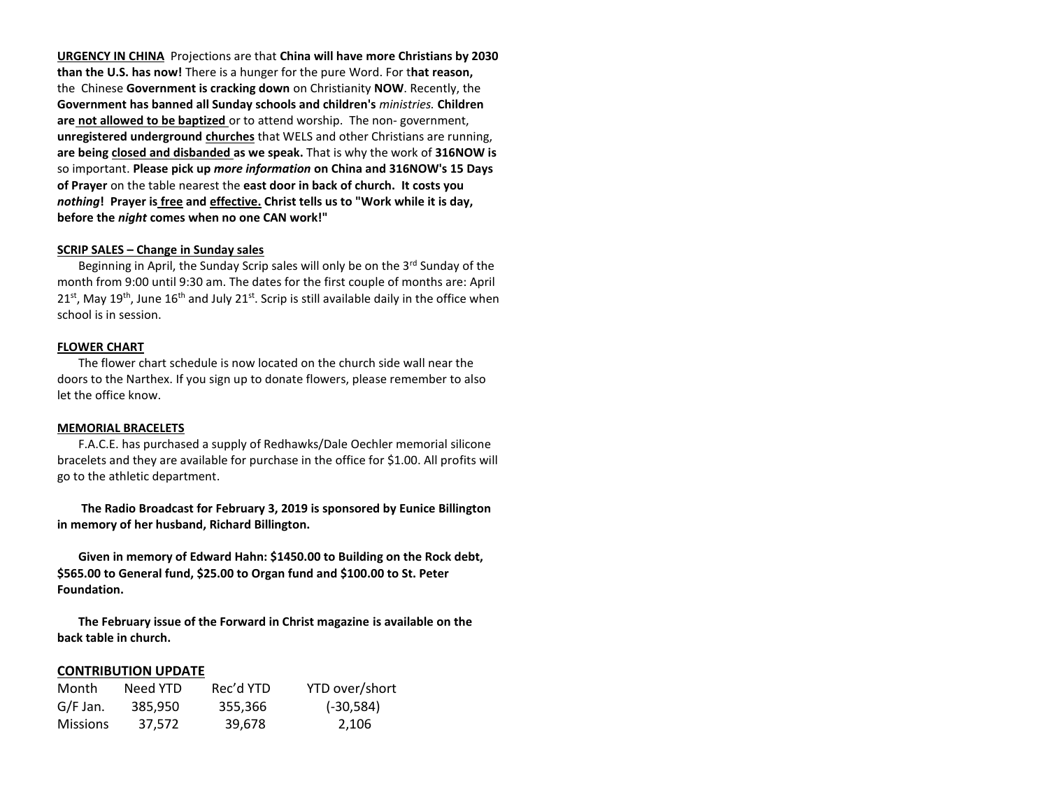**URGENCY IN CHINA** Projections are that **China will have more Christians by 2030 than the U.S. has now!** There is a hunger for the pure Word. For t**hat reason,** the Chinese **Government is cracking down** on Christianity **NOW**. Recently, the **Government has banned all Sunday schools and children's** *ministries.* **Children are not allowed to be baptized** or to attend worship. The non- government, **unregistered underground churches** that WELS and other Christians are running, **are being closed and disbanded as we speak.** That is why the work of **316NOW is** so important. **Please pick up** ***more information*** **on China and 316NOW's 15 Days of Prayer** on the table nearest the **east door in back of church. It costs you** ***nothing*****! Prayer is free and effective. Christ tells us to "Work while it is day, before the** ***night*** **comes when no one CAN work!"**

**SCRIP SALES – Change in Sunday sales**

Beginning in April, the Sunday Scrip sales will only be on the 3rd Sunday of the month from 9:00 until 9:30 am. The dates for the first couple of months are: April 21st, May 19th, June 16th and July 21st. Scrip is still available daily in the office when school is in session.

**FLOWER CHART**

The flower chart schedule is now located on the church side wall near the doors to the Narthex. If you sign up to donate flowers, please remember to also let the office know.

**MEMORIAL BRACELETS**

F.A.C.E. has purchased a supply of Redhawks/Dale Oechler memorial silicone bracelets and they are available for purchase in the office for $1.00. All profits will go to the athletic department.

**The Radio Broadcast for February 3, 2019 is sponsored by Eunice Billington in memory of her husband, Richard Billington.**

**Given in memory of Edward Hahn: $1450.00 to Building on the Rock debt, $565.00 to General fund, $25.00 to Organ fund and $100.00 to St. Peter Foundation.**

**The February issue of the Forward in Christ magazine is available on the back table in church.**

**CONTRIBUTION UPDATE**

| Month | Need YTD | Rec'd YTD | YTD over/short |
|---|---|---|---|
| G/F Jan. | 385,950 | 355,366 | (-30,584) |
| Missions | 37,572 | 39,678 | 2,106 |